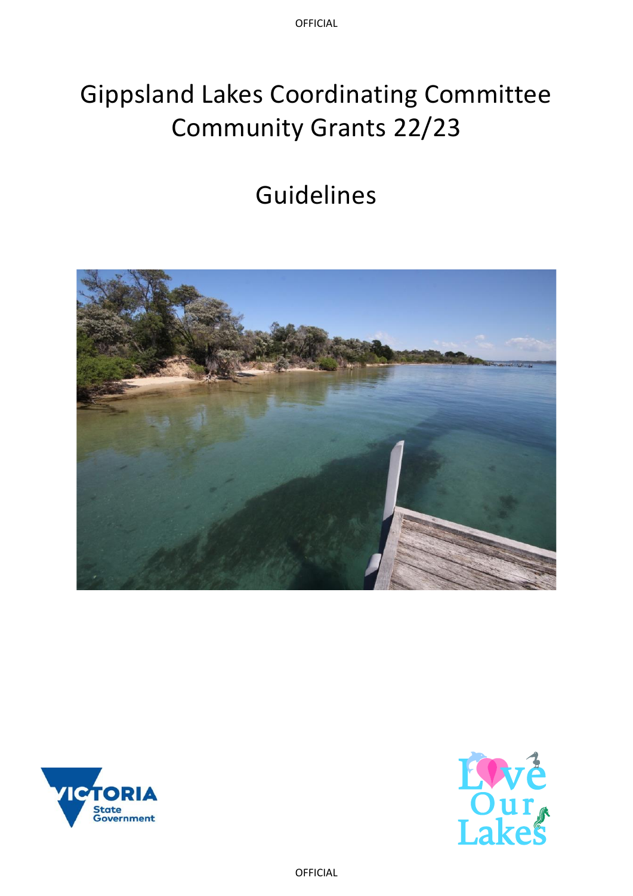# Gippsland Lakes Coordinating Committee Community Grants 22/23

# Guidelines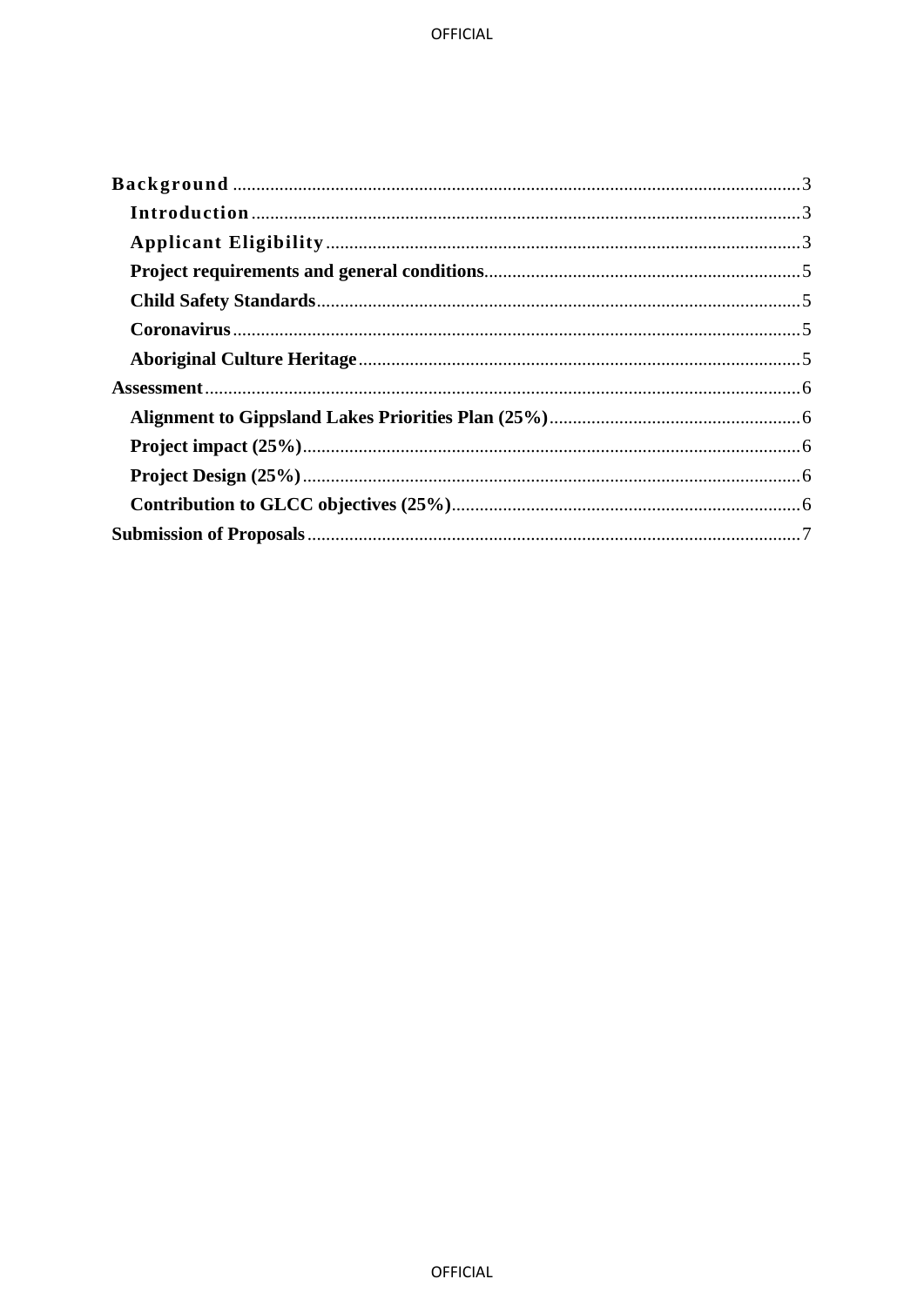Background ........................................................................................................................3

Introduction .....................................................................................................................3

Applicant Eligibility .....................................................................................................3

Project requirements and general conditions...................................................................5

Child Safety Standards.......................................................................................................5

Coronavirus.........................................................................................................................5

Aboriginal Culture Heritage...............................................................................................5

Assessment...............................................................................................................................6

Alignment to Gippsland Lakes Priorities Plan (25%)......................................................6

Project impact (25%)..........................................................................................................6

Project Design (25%)..........................................................................................................6

Contribution to GLCC objectives (25%)...........................................................................6

Submission of Proposals.........................................................................................................7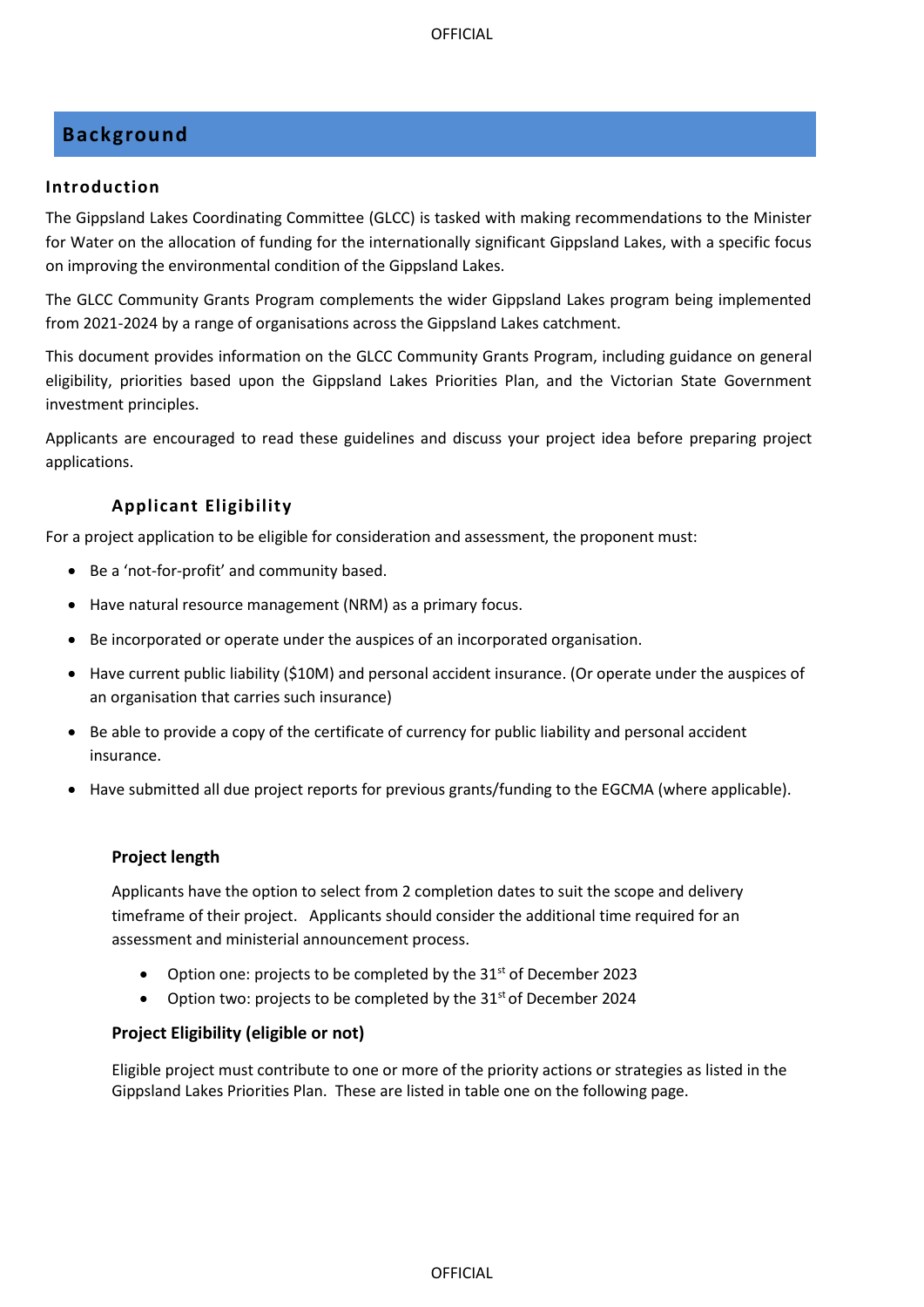# Background

## Introduction

The Gippsland Lakes Coordinating Committee (GLCC) is tasked with making recommendations to the Minister for Water on the allocation of funding for the internationally significant Gippsland Lakes, with a specific focus on improving the environmental condition of the Gippsland Lakes.

The GLCC Community Grants Program complements the wider Gippsland Lakes program being implemented from 2021-2024 by a range of organisations across the Gippsland Lakes catchment.

This document provides information on the GLCC Community Grants Program, including guidance on general eligibility, priorities based upon the Gippsland Lakes Priorities Plan, and the Victorian State Government investment principles.

Applicants are encouraged to read these guidelines and discuss your project idea before preparing project applications.

### Applicant Eligibility

For a project application to be eligible for consideration and assessment, the proponent must:

- Be a 'not-for-profit' and community based.
- Have natural resource management (NRM) as a primary focus.
- Be incorporated or operate under the auspices of an incorporated organisation.
- Have current public liability ($10M) and personal accident insurance. (Or operate under the auspices of an organisation that carries such insurance)
- Be able to provide a copy of the certificate of currency for public liability and personal accident insurance.
- Have submitted all due project reports for previous grants/funding to the EGCMA (where applicable).

### Project length

Applicants have the option to select from 2 completion dates to suit the scope and delivery timeframe of their project. Applicants should consider the additional time required for an assessment and ministerial announcement process.

- Option one: projects to be completed by the 31st of December 2023
- Option two: projects to be completed by the 31st of December 2024

### Project Eligibility (eligible or not)

Eligible project must contribute to one or more of the priority actions or strategies as listed in the Gippsland Lakes Priorities Plan. These are listed in table one on the following page.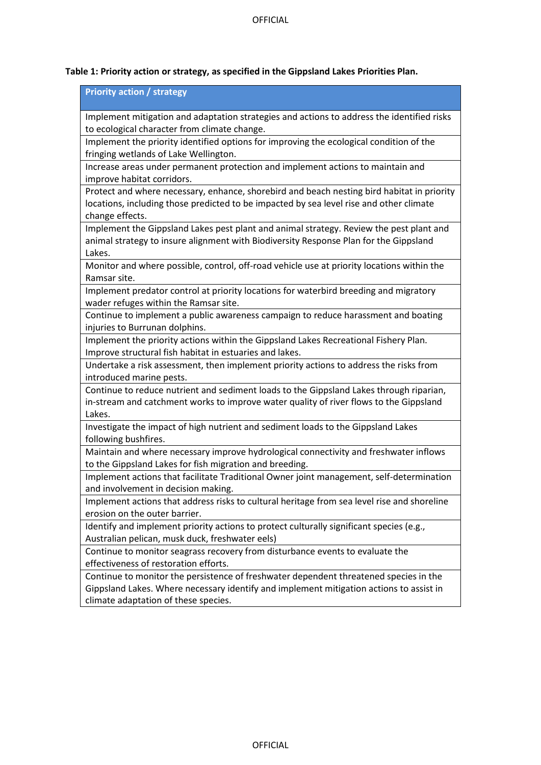**Table 1: Priority action or strategy, as specified in the Gippsland Lakes Priorities Plan.**

| Priority action / strategy |
| --- |
| Implement mitigation and adaptation strategies and actions to address the identified risks to ecological character from climate change. |
| Implement the priority identified options for improving the ecological condition of the fringing wetlands of Lake Wellington. |
| Increase areas under permanent protection and implement actions to maintain and improve habitat corridors. |
| Protect and where necessary, enhance, shorebird and beach nesting bird habitat in priority locations, including those predicted to be impacted by sea level rise and other climate change effects. |
| Implement the Gippsland Lakes pest plant and animal strategy. Review the pest plant and animal strategy to insure alignment with Biodiversity Response Plan for the Gippsland Lakes. |
| Monitor and where possible, control, off-road vehicle use at priority locations within the Ramsar site. |
| Implement predator control at priority locations for waterbird breeding and migratory wader refuges within the Ramsar site. |
| Continue to implement a public awareness campaign to reduce harassment and boating injuries to Burrunan dolphins. |
| Implement the priority actions within the Gippsland Lakes Recreational Fishery Plan. Improve structural fish habitat in estuaries and lakes. |
| Undertake a risk assessment, then implement priority actions to address the risks from introduced marine pests. |
| Continue to reduce nutrient and sediment loads to the Gippsland Lakes through riparian, in-stream and catchment works to improve water quality of river flows to the Gippsland Lakes. |
| Investigate the impact of high nutrient and sediment loads to the Gippsland Lakes following bushfires. |
| Maintain and where necessary improve hydrological connectivity and freshwater inflows to the Gippsland Lakes for fish migration and breeding. |
| Implement actions that facilitate Traditional Owner joint management, self-determination and involvement in decision making. |
| Implement actions that address risks to cultural heritage from sea level rise and shoreline erosion on the outer barrier. |
| Identify and implement priority actions to protect culturally significant species (e.g., Australian pelican, musk duck, freshwater eels) |
| Continue to monitor seagrass recovery from disturbance events to evaluate the effectiveness of restoration efforts. |
| Continue to monitor the persistence of freshwater dependent threatened species in the Gippsland Lakes. Where necessary identify and implement mitigation actions to assist in climate adaptation of these species. |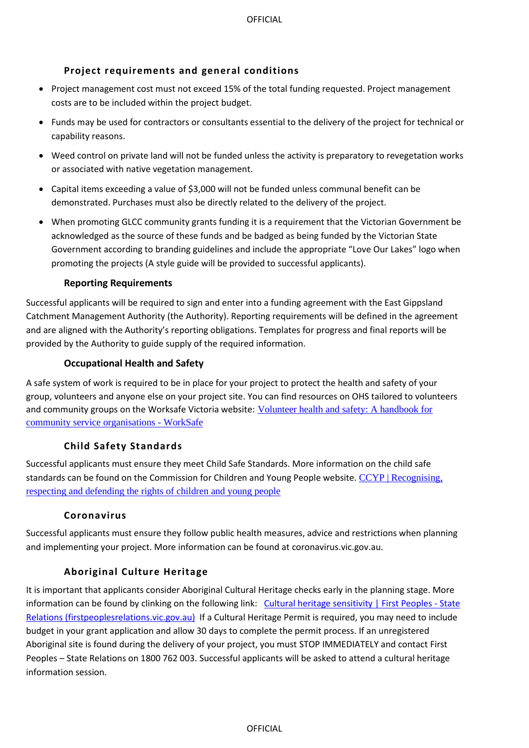### Project requirements and general conditions

- Project management cost must not exceed 15% of the total funding requested. Project management costs are to be included within the project budget.
- Funds may be used for contractors or consultants essential to the delivery of the project for technical or capability reasons.
- Weed control on private land will not be funded unless the activity is preparatory to revegetation works or associated with native vegetation management.
- Capital items exceeding a value of $3,000 will not be funded unless communal benefit can be demonstrated. Purchases must also be directly related to the delivery of the project.
- When promoting GLCC community grants funding it is a requirement that the Victorian Government be acknowledged as the source of these funds and be badged as being funded by the Victorian State Government according to branding guidelines and include the appropriate "Love Our Lakes" logo when promoting the projects (A style guide will be provided to successful applicants).

### Reporting Requirements

Successful applicants will be required to sign and enter into a funding agreement with the East Gippsland Catchment Management Authority (the Authority). Reporting requirements will be defined in the agreement and are aligned with the Authority's reporting obligations. Templates for progress and final reports will be provided by the Authority to guide supply of the required information.

### Occupational Health and Safety

A safe system of work is required to be in place for your project to protect the health and safety of your group, volunteers and anyone else on your project site. You can find resources on OHS tailored to volunteers and community groups on the Worksafe Victoria website: Volunteer health and safety: A handbook for community service organisations - WorkSafe

### Child Safety Standards

Successful applicants must ensure they meet Child Safe Standards. More information on the child safe standards can be found on the Commission for Children and Young People website. CCYP | Recognising, respecting and defending the rights of children and young people

### Coronavirus

Successful applicants must ensure they follow public health measures, advice and restrictions when planning and implementing your project. More information can be found at coronavirus.vic.gov.au.

### Aboriginal Culture Heritage

It is important that applicants consider Aboriginal Cultural Heritage checks early in the planning stage. More information can be found by clinking on the following link: Cultural heritage sensitivity | First Peoples - State Relations (firstpeoplesrelations.vic.gov.au) If a Cultural Heritage Permit is required, you may need to include budget in your grant application and allow 30 days to complete the permit process. If an unregistered Aboriginal site is found during the delivery of your project, you must STOP IMMEDIATELY and contact First Peoples – State Relations on 1800 762 003. Successful applicants will be asked to attend a cultural heritage information session.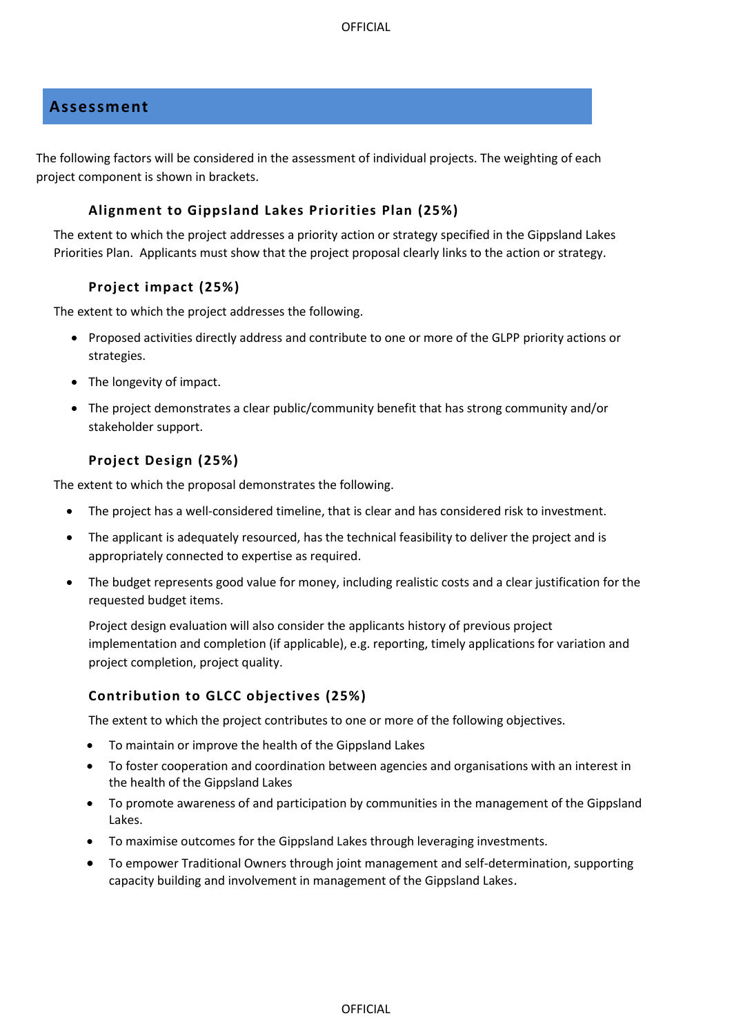## Assessment

The following factors will be considered in the assessment of individual projects. The weighting of each project component is shown in brackets.

### Alignment to Gippsland Lakes Priorities Plan (25%)

The extent to which the project addresses a priority action or strategy specified in the Gippsland Lakes Priorities Plan. Applicants must show that the project proposal clearly links to the action or strategy.

### Project impact (25%)

The extent to which the project addresses the following.

- Proposed activities directly address and contribute to one or more of the GLPP priority actions or strategies.
- The longevity of impact.
- The project demonstrates a clear public/community benefit that has strong community and/or stakeholder support.

### Project Design (25%)

The extent to which the proposal demonstrates the following.

- The project has a well-considered timeline, that is clear and has considered risk to investment.
- The applicant is adequately resourced, has the technical feasibility to deliver the project and is appropriately connected to expertise as required.
- The budget represents good value for money, including realistic costs and a clear justification for the requested budget items.

  Project design evaluation will also consider the applicants history of previous project implementation and completion (if applicable), e.g. reporting, timely applications for variation and project completion, project quality.

### Contribution to GLCC objectives (25%)

The extent to which the project contributes to one or more of the following objectives.

- To maintain or improve the health of the Gippsland Lakes
- To foster cooperation and coordination between agencies and organisations with an interest in the health of the Gippsland Lakes
- To promote awareness of and participation by communities in the management of the Gippsland Lakes.
- To maximise outcomes for the Gippsland Lakes through leveraging investments.
- To empower Traditional Owners through joint management and self-determination, supporting capacity building and involvement in management of the Gippsland Lakes.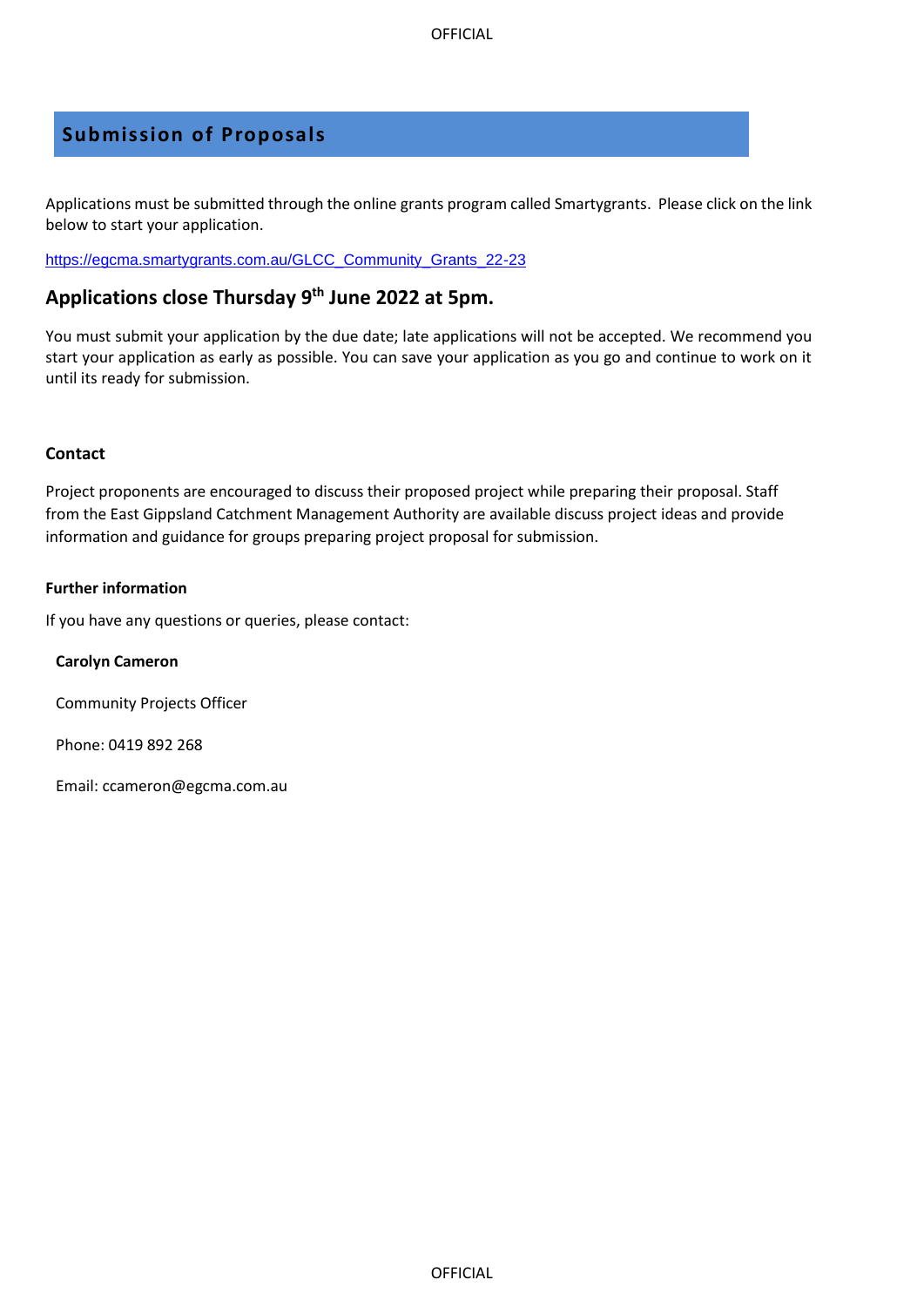## Submission of Proposals

Applications must be submitted through the online grants program called Smartygrants. Please click on the link below to start your application.

https://egcma.smartygrants.com.au/GLCC_Community_Grants_22-23

### Applications close Thursday 9th June 2022 at 5pm.

You must submit your application by the due date; late applications will not be accepted. We recommend you start your application as early as possible. You can save your application as you go and continue to work on it until its ready for submission.

**Contact**

Project proponents are encouraged to discuss their proposed project while preparing their proposal. Staff from the East Gippsland Catchment Management Authority are available discuss project ideas and provide information and guidance for groups preparing project proposal for submission.

**Further information**

If you have any questions or queries, please contact:

**Carolyn Cameron**

Community Projects Officer

Phone: 0419 892 268

Email: ccameron@egcma.com.au